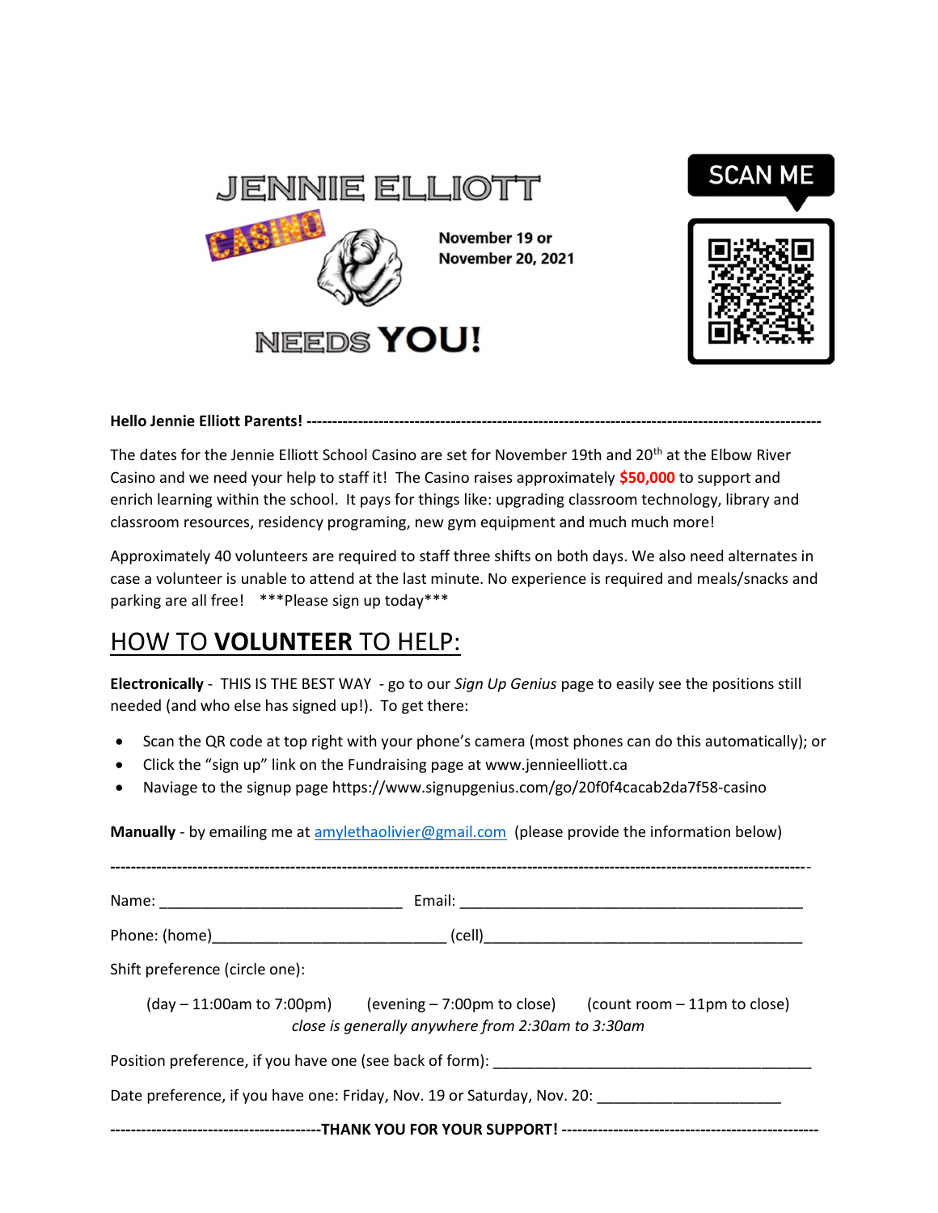# JENNIE ELLIOTT CASINO NEEDS YOU!

**November 19 or November 20, 2021**

SCAN ME

**Hello Jennie Elliott Parents!** ---------------------------------------------------------------------------------------------------

The dates for the Jennie Elliott School Casino are set for November 19th and 20th at the Elbow River Casino and we need your help to staff it! The Casino raises approximately **$50,000** to support and enrich learning within the school. It pays for things like: upgrading classroom technology, library and classroom resources, residency programing, new gym equipment and much much more!

Approximately 40 volunteers are required to staff three shifts on both days. We also need alternates in case a volunteer is unable to attend at the last minute. No experience is required and meals/snacks and parking are all free! ***Please sign up today***

## HOW TO **VOLUNTEER** TO HELP:

**Electronically** - THIS IS THE BEST WAY - go to our *Sign Up Genius* page to easily see the positions still needed (and who else has signed up!). To get there:

- Scan the QR code at top right with your phone's camera (most phones can do this automatically); or
- Click the "sign up" link on the Fundraising page at www.jennieelliott.ca
- Naviage to the signup page https://www.signupgenius.com/go/20f0f4cacab2da7f58-casino

**Manually** - by emailing me at amylethaolivier@gmail.com (please provide the information below)

---------------------------------------------------------------------------------------------------------------------------------

Name: ______________________________ Email: ___________________________________________

Phone: (home)____________________________ (cell)________________________________________

Shift preference (circle one):

(day – 11:00am to 7:00pm) (evening – 7:00pm to close) (count room – 11pm to close)

*close is generally anywhere from 2:30am to 3:30am*

Position preference, if you have one (see back of form): ________________________________________

Date preference, if you have one: Friday, Nov. 19 or Saturday, Nov. 20: ______________________

**-----------------------------------------THANK YOU FOR YOUR SUPPORT! -------------------------------------------------**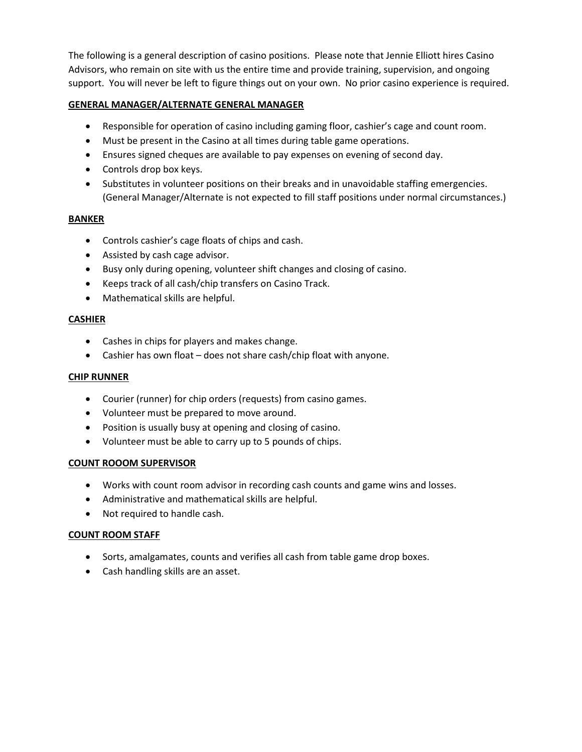The following is a general description of casino positions. Please note that Jennie Elliott hires Casino Advisors, who remain on site with us the entire time and provide training, supervision, and ongoing support. You will never be left to figure things out on your own. No prior casino experience is required.

**GENERAL MANAGER/ALTERNATE GENERAL MANAGER**

- Responsible for operation of casino including gaming floor, cashier's cage and count room.
- Must be present in the Casino at all times during table game operations.
- Ensures signed cheques are available to pay expenses on evening of second day.
- Controls drop box keys.
- Substitutes in volunteer positions on their breaks and in unavoidable staffing emergencies. (General Manager/Alternate is not expected to fill staff positions under normal circumstances.)

**BANKER**

- Controls cashier's cage floats of chips and cash.
- Assisted by cash cage advisor.
- Busy only during opening, volunteer shift changes and closing of casino.
- Keeps track of all cash/chip transfers on Casino Track.
- Mathematical skills are helpful.

**CASHIER**

- Cashes in chips for players and makes change.
- Cashier has own float – does not share cash/chip float with anyone.

**CHIP RUNNER**

- Courier (runner) for chip orders (requests) from casino games.
- Volunteer must be prepared to move around.
- Position is usually busy at opening and closing of casino.
- Volunteer must be able to carry up to 5 pounds of chips.

**COUNT ROOOM SUPERVISOR**

- Works with count room advisor in recording cash counts and game wins and losses.
- Administrative and mathematical skills are helpful.
- Not required to handle cash.

**COUNT ROOM STAFF**

- Sorts, amalgamates, counts and verifies all cash from table game drop boxes.
- Cash handling skills are an asset.